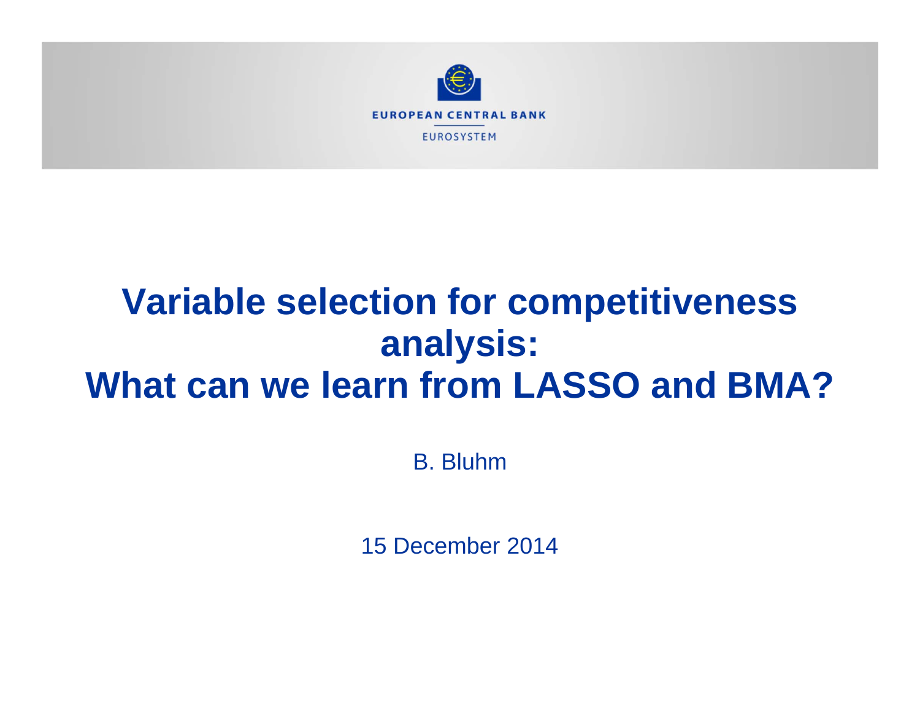EUROPEAN CENTRAL BANK

EUROSYSTEM

# Variable selection for competitiveness analysis: What can we learn from LASSO and BMA?

B. Bluhm

15 December 2014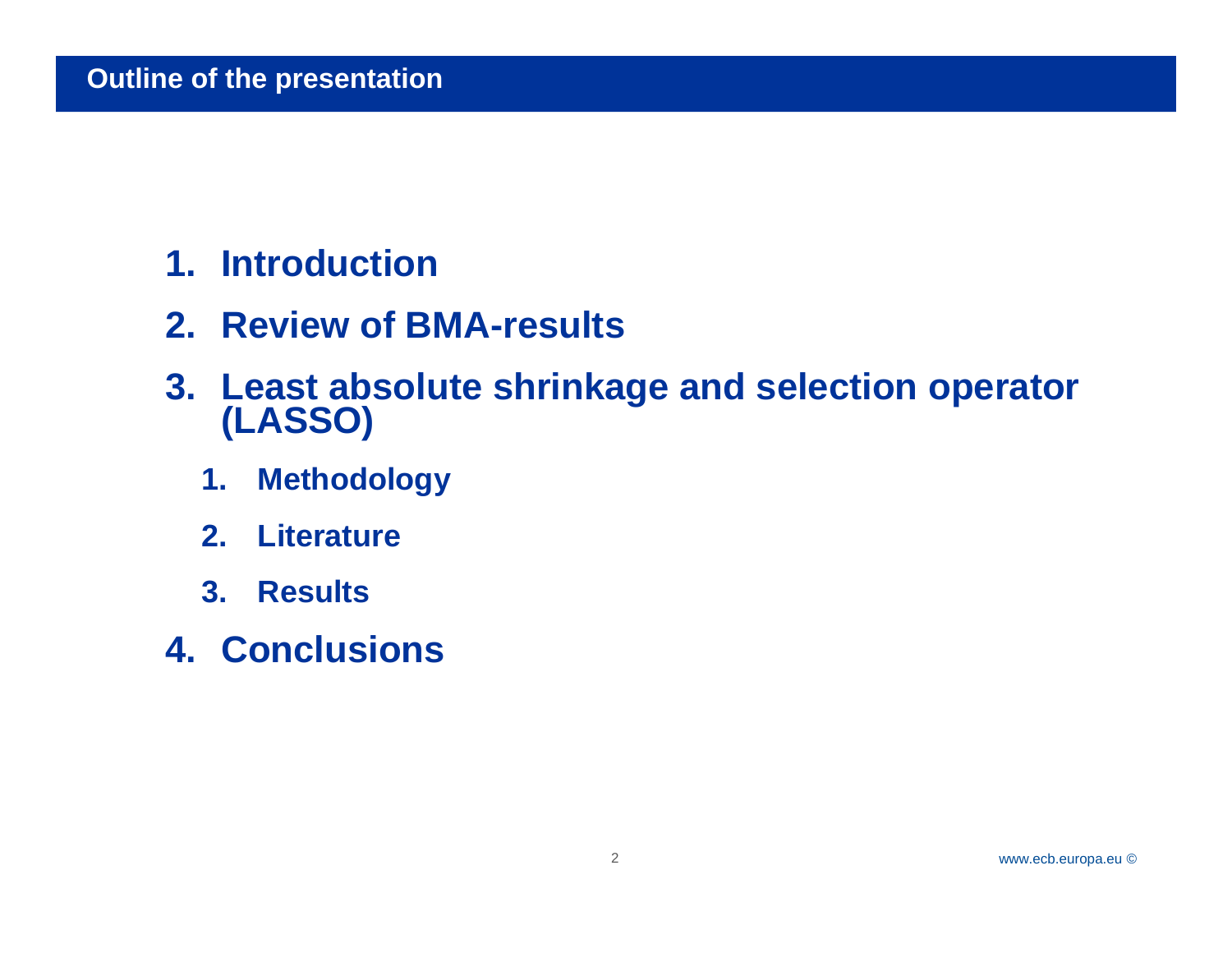## Outline of the presentation

1. Introduction
2. Review of BMA-results
3. Least absolute shrinkage and selection operator (LASSO)
   1. Methodology
   2. Literature
   3. Results
4. Conclusions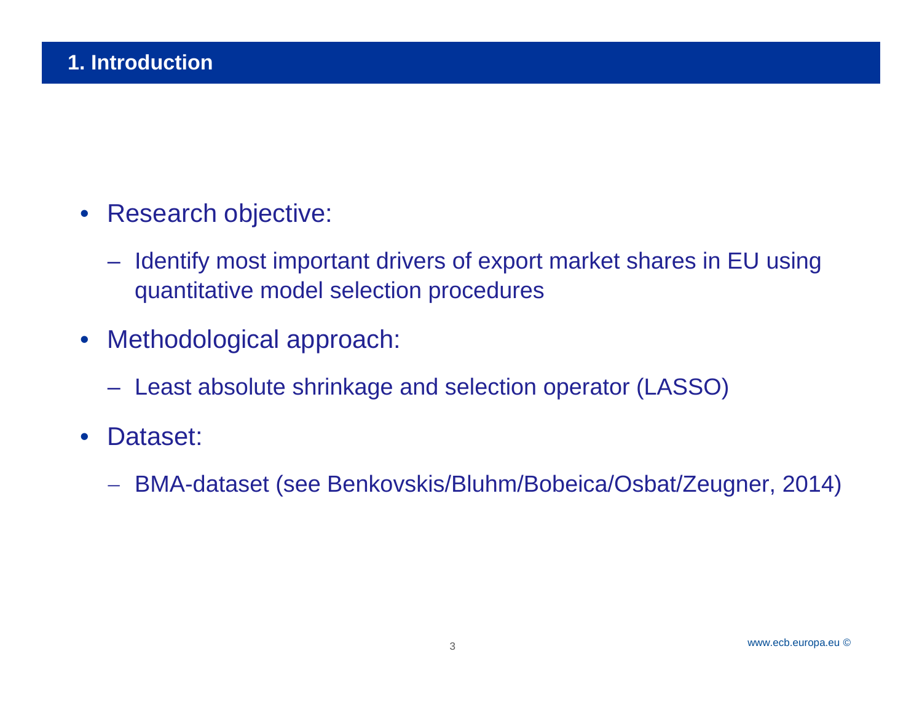# 1. Introduction

- Research objective:
  - Identify most important drivers of export market shares in EU using quantitative model selection procedures
- Methodological approach:
  - Least absolute shrinkage and selection operator (LASSO)
- Dataset:
  - BMA-dataset (see Benkovskis/Bluhm/Bobeica/Osbat/Zeugner, 2014)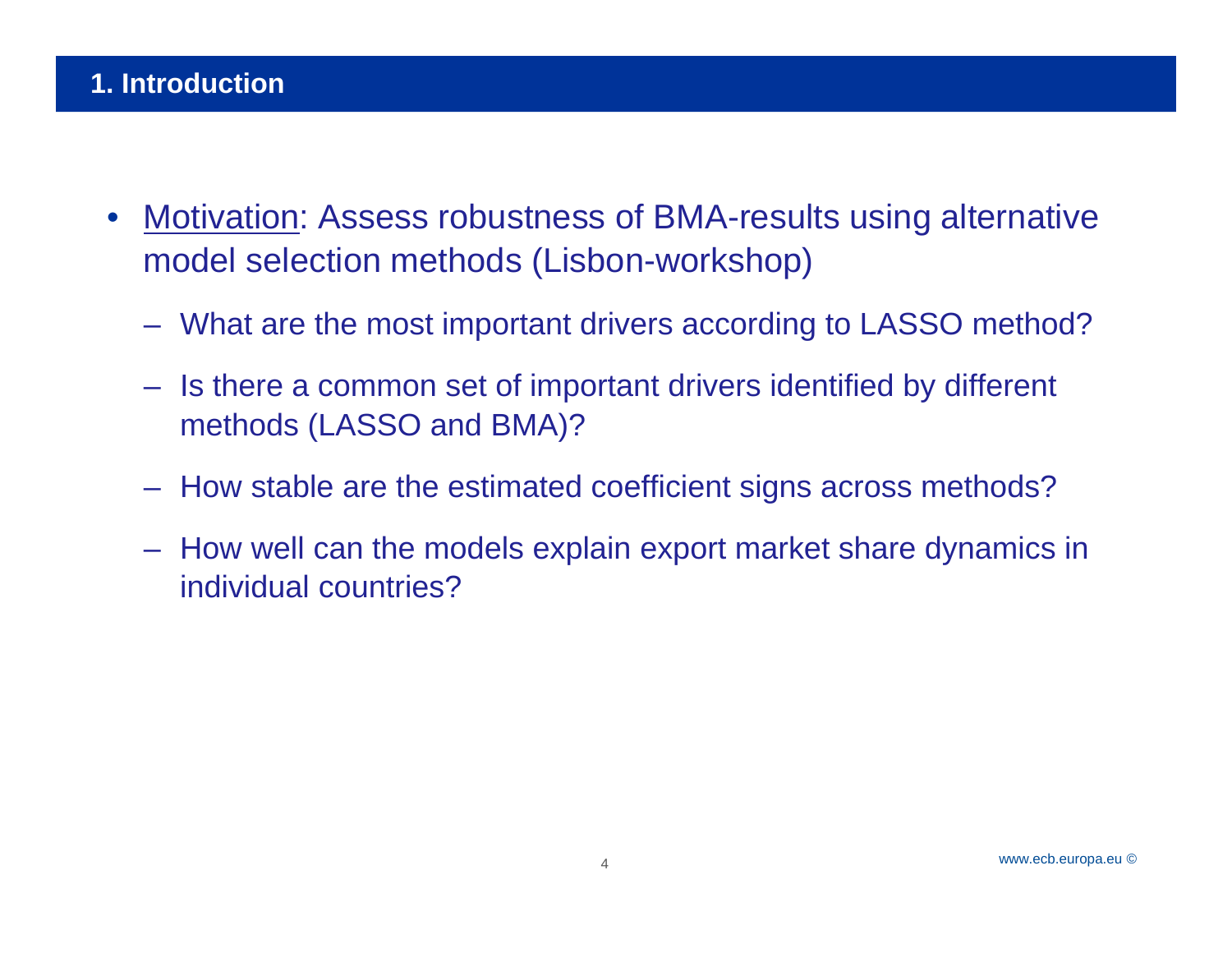# 1. Introduction

- Motivation: Assess robustness of BMA-results using alternative model selection methods (Lisbon-workshop)
  - What are the most important drivers according to LASSO method?
  - Is there a common set of important drivers identified by different methods (LASSO and BMA)?
  - How stable are the estimated coefficient signs across methods?
  - How well can the models explain export market share dynamics in individual countries?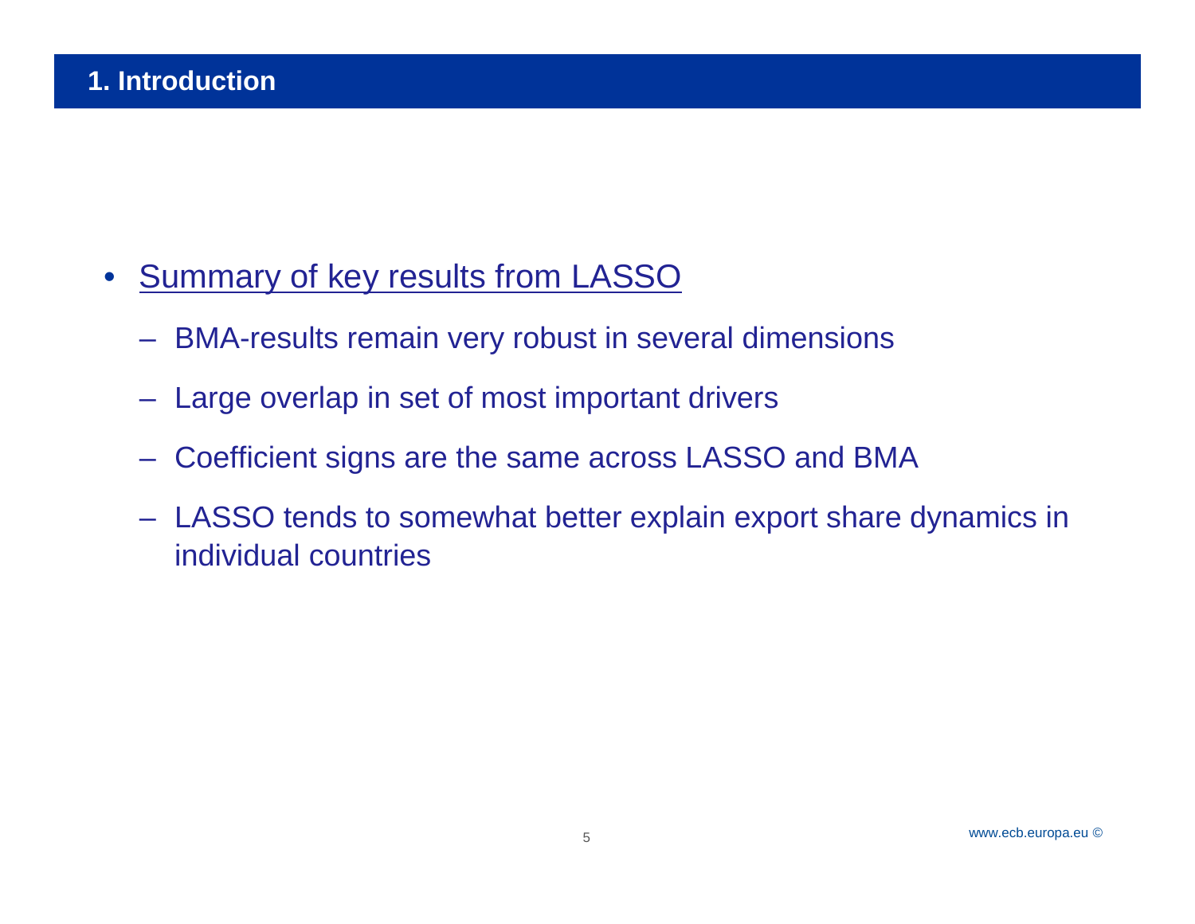# 1. Introduction

- Summary of key results from LASSO
  - BMA-results remain very robust in several dimensions
  - Large overlap in set of most important drivers
  - Coefficient signs are the same across LASSO and BMA
  - LASSO tends to somewhat better explain export share dynamics in individual countries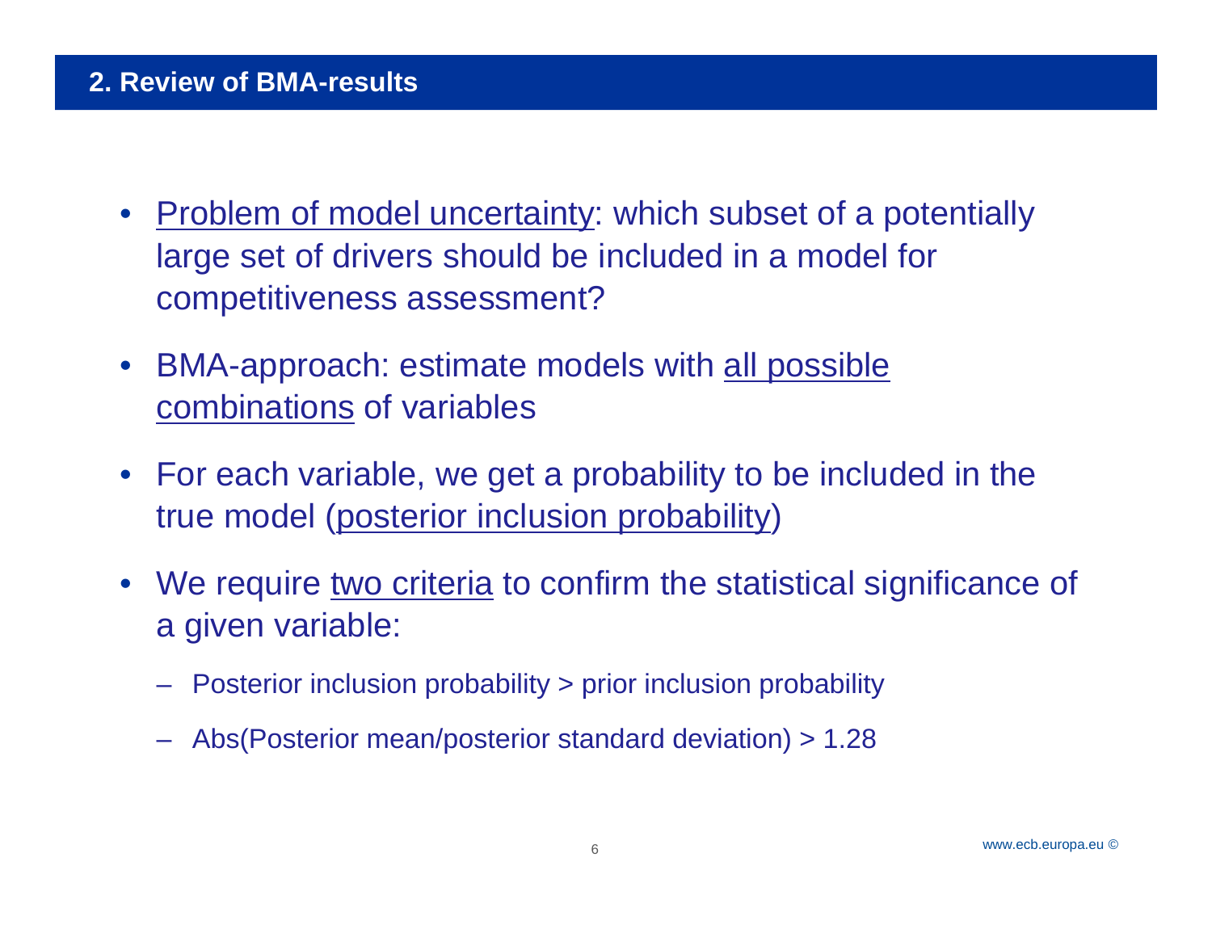## 2. Review of BMA-results

- Problem of model uncertainty: which subset of a potentially large set of drivers should be included in a model for competitiveness assessment?
- BMA-approach: estimate models with all possible combinations of variables
- For each variable, we get a probability to be included in the true model (posterior inclusion probability)
- We require two criteria to confirm the statistical significance of a given variable:
  - Posterior inclusion probability > prior inclusion probability
  - Abs(Posterior mean/posterior standard deviation) > 1.28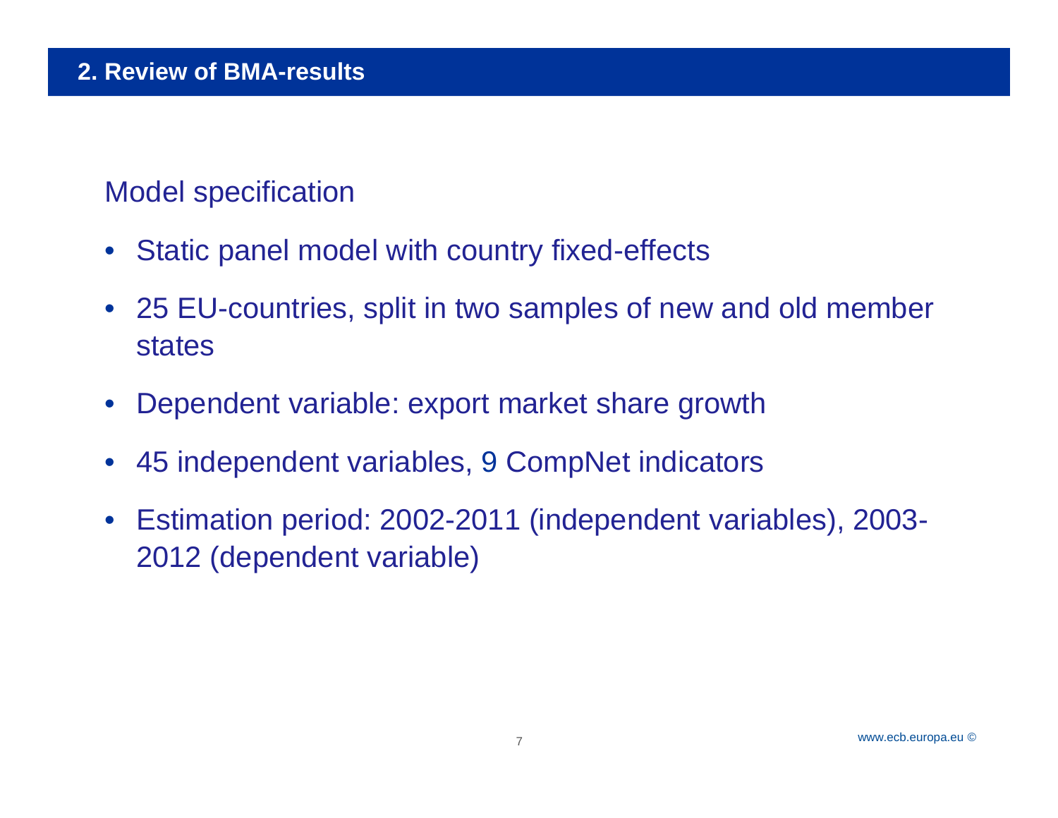## 2. Review of BMA-results

### Model specification

- Static panel model with country fixed-effects
- 25 EU-countries, split in two samples of new and old member states
- Dependent variable: export market share growth
- 45 independent variables, 9 CompNet indicators
- Estimation period: 2002-2011 (independent variables), 2003-2012 (dependent variable)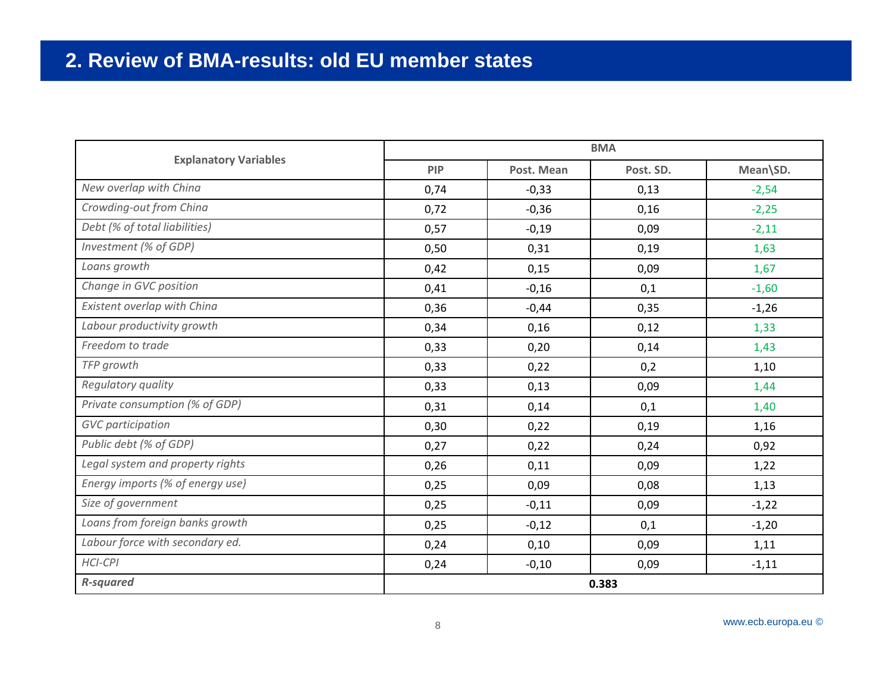## 2. Review of BMA-results: old EU member states

| Explanatory Variables | BMA | | | |
|---|---|---|---|---|
| | PIP | Post. Mean | Post. SD. | Mean\SD. |
| *New overlap with China* | 0,74 | -0,33 | 0,13 | -2,54 |
| *Crowding-out from China* | 0,72 | -0,36 | 0,16 | -2,25 |
| *Debt (% of total liabilities)* | 0,57 | -0,19 | 0,09 | -2,11 |
| *Investment (% of GDP)* | 0,50 | 0,31 | 0,19 | 1,63 |
| *Loans growth* | 0,42 | 0,15 | 0,09 | 1,67 |
| *Change in GVC position* | 0,41 | -0,16 | 0,1 | -1,60 |
| *Existent overlap with China* | 0,36 | -0,44 | 0,35 | -1,26 |
| *Labour productivity growth* | 0,34 | 0,16 | 0,12 | 1,33 |
| *Freedom to trade* | 0,33 | 0,20 | 0,14 | 1,43 |
| *TFP growth* | 0,33 | 0,22 | 0,2 | 1,10 |
| *Regulatory quality* | 0,33 | 0,13 | 0,09 | 1,44 |
| *Private consumption (% of GDP)* | 0,31 | 0,14 | 0,1 | 1,40 |
| *GVC participation* | 0,30 | 0,22 | 0,19 | 1,16 |
| *Public debt (% of GDP)* | 0,27 | 0,22 | 0,24 | 0,92 |
| *Legal system and property rights* | 0,26 | 0,11 | 0,09 | 1,22 |
| *Energy imports (% of energy use)* | 0,25 | 0,09 | 0,08 | 1,13 |
| *Size of government* | 0,25 | -0,11 | 0,09 | -1,22 |
| *Loans from foreign banks growth* | 0,25 | -0,12 | 0,1 | -1,20 |
| *Labour force with secondary ed.* | 0,24 | 0,10 | 0,09 | 1,11 |
| *HCI-CPI* | 0,24 | -0,10 | 0,09 | -1,11 |
| ***R-squared*** | **0.383** | | | |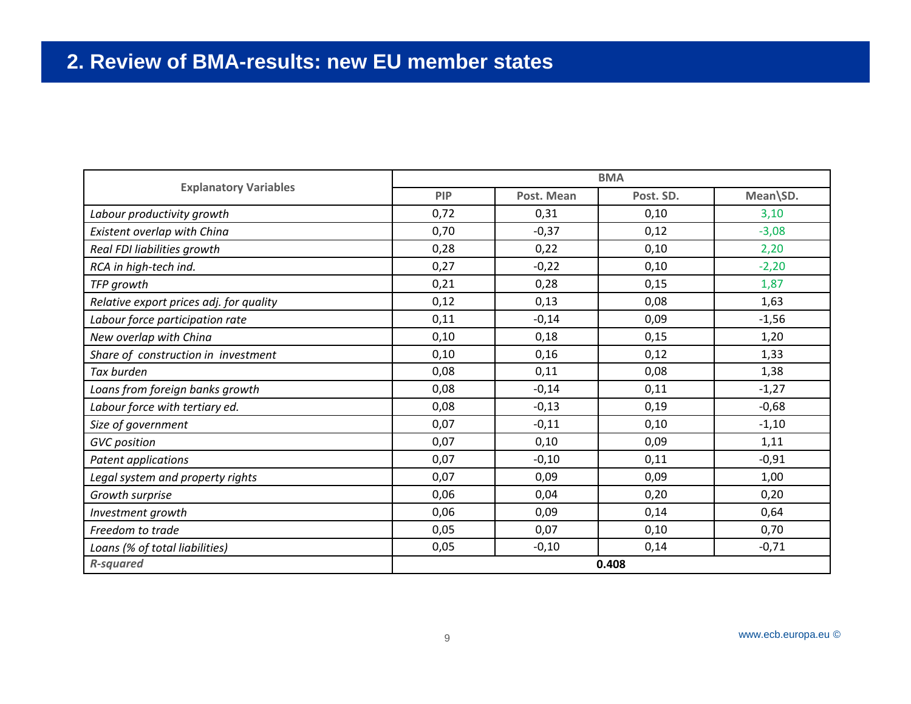## 2. Review of BMA-results: new EU member states

| Explanatory Variables | BMA | | | |
|---|---|---|---|---|
| | PIP | Post. Mean | Post. SD. | Mean\SD. |
| *Labour productivity growth* | 0,72 | 0,31 | 0,10 | 3,10 |
| *Existent overlap with China* | 0,70 | -0,37 | 0,12 | -3,08 |
| *Real FDI liabilities growth* | 0,28 | 0,22 | 0,10 | 2,20 |
| *RCA in high-tech ind.* | 0,27 | -0,22 | 0,10 | -2,20 |
| *TFP growth* | 0,21 | 0,28 | 0,15 | 1,87 |
| *Relative export prices adj. for quality* | 0,12 | 0,13 | 0,08 | 1,63 |
| *Labour force participation rate* | 0,11 | -0,14 | 0,09 | -1,56 |
| *New overlap with China* | 0,10 | 0,18 | 0,15 | 1,20 |
| *Share of construction in investment* | 0,10 | 0,16 | 0,12 | 1,33 |
| *Tax burden* | 0,08 | 0,11 | 0,08 | 1,38 |
| *Loans from foreign banks growth* | 0,08 | -0,14 | 0,11 | -1,27 |
| *Labour force with tertiary ed.* | 0,08 | -0,13 | 0,19 | -0,68 |
| *Size of government* | 0,07 | -0,11 | 0,10 | -1,10 |
| *GVC position* | 0,07 | 0,10 | 0,09 | 1,11 |
| *Patent applications* | 0,07 | -0,10 | 0,11 | -0,91 |
| *Legal system and property rights* | 0,07 | 0,09 | 0,09 | 1,00 |
| *Growth surprise* | 0,06 | 0,04 | 0,20 | 0,20 |
| *Investment growth* | 0,06 | 0,09 | 0,14 | 0,64 |
| *Freedom to trade* | 0,05 | 0,07 | 0,10 | 0,70 |
| *Loans (% of total liabilities)* | 0,05 | -0,10 | 0,14 | -0,71 |
| ***R-squared*** | **0.408** | | | |

www.ecb.europa.eu ©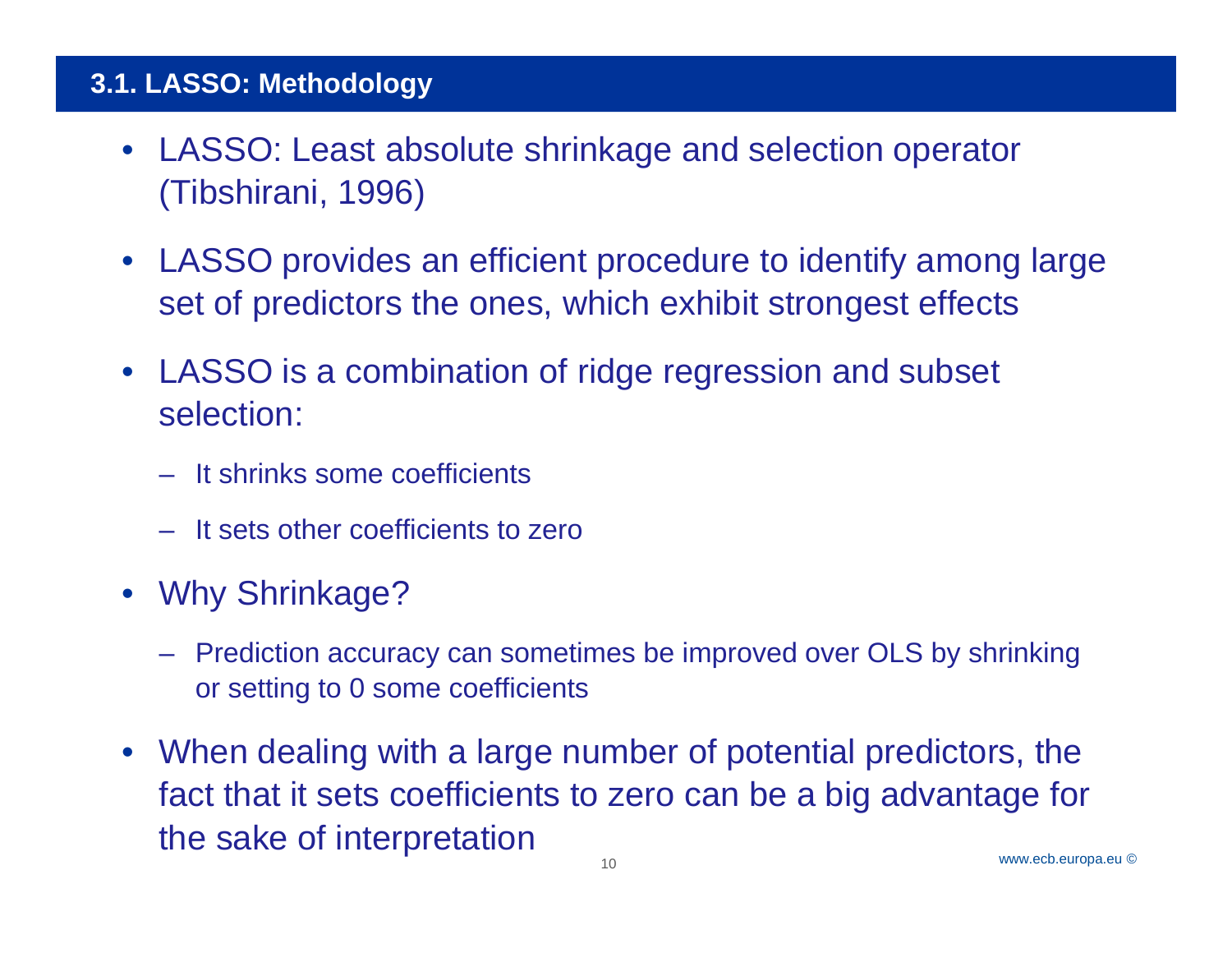## 3.1. LASSO: Methodology

- LASSO: Least absolute shrinkage and selection operator (Tibshirani, 1996)
- LASSO provides an efficient procedure to identify among large set of predictors the ones, which exhibit strongest effects
- LASSO is a combination of ridge regression and subset selection:
  - It shrinks some coefficients
  - It sets other coefficients to zero
- Why Shrinkage?
  - Prediction accuracy can sometimes be improved over OLS by shrinking or setting to 0 some coefficients
- When dealing with a large number of potential predictors, the fact that it sets coefficients to zero can be a big advantage for the sake of interpretation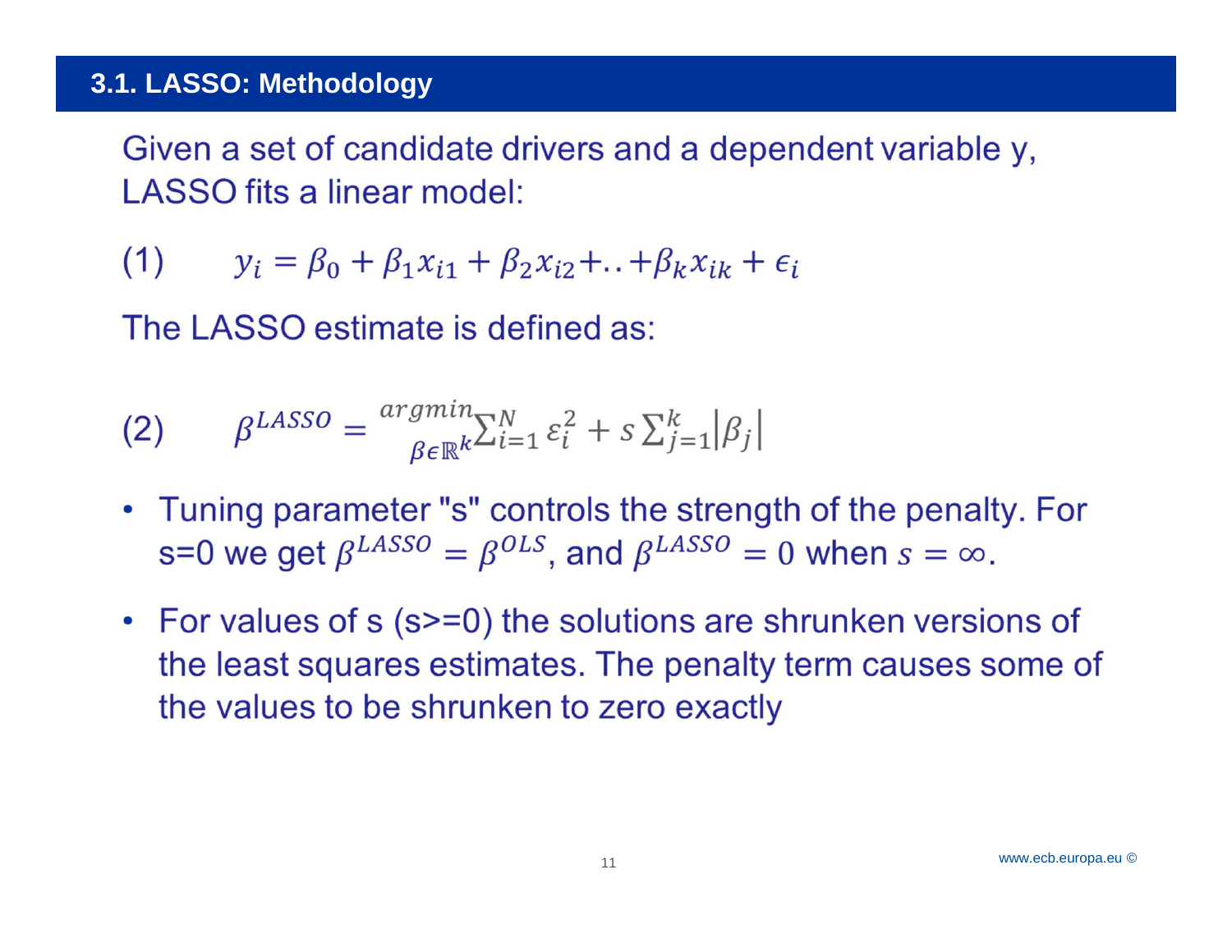## 3.1. LASSO: Methodology

Given a set of candidate drivers and a dependent variable y, LASSO fits a linear model:

(1) $$y_i = \beta_0 + \beta_1 x_{i1} + \beta_2 x_{i2} + .. + \beta_k x_{ik} + \epsilon_i$$

The LASSO estimate is defined as:

(2) $$\beta^{LASSO} = \underset{\beta \in \mathbb{R}^k}{argmin} \sum_{i=1}^{N} \varepsilon_i^2 + s \sum_{j=1}^{k} \left| \beta_j \right|$$

- Tuning parameter "s" controls the strength of the penalty. For s=0 we get $\beta^{LASSO} = \beta^{OLS}$, and $\beta^{LASSO} = 0$ when $s = \infty$.
- For values of s (s>=0) the solutions are shrunken versions of the least squares estimates. The penalty term causes some of the values to be shrunken to zero exactly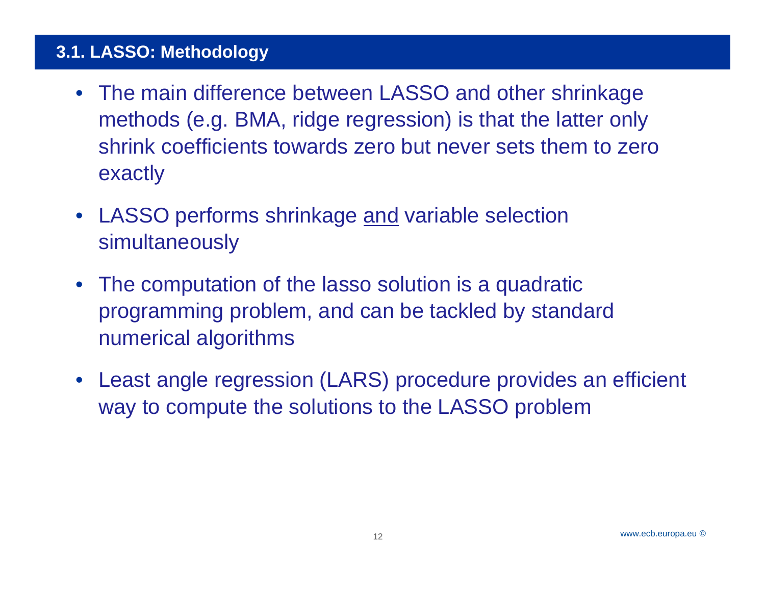## 3.1. LASSO: Methodology

- The main difference between LASSO and other shrinkage methods (e.g. BMA, ridge regression) is that the latter only shrink coefficients towards zero but never sets them to zero exactly
- LASSO performs shrinkage <u>and</u> variable selection simultaneously
- The computation of the lasso solution is a quadratic programming problem, and can be tackled by standard numerical algorithms
- Least angle regression (LARS) procedure provides an efficient way to compute the solutions to the LASSO problem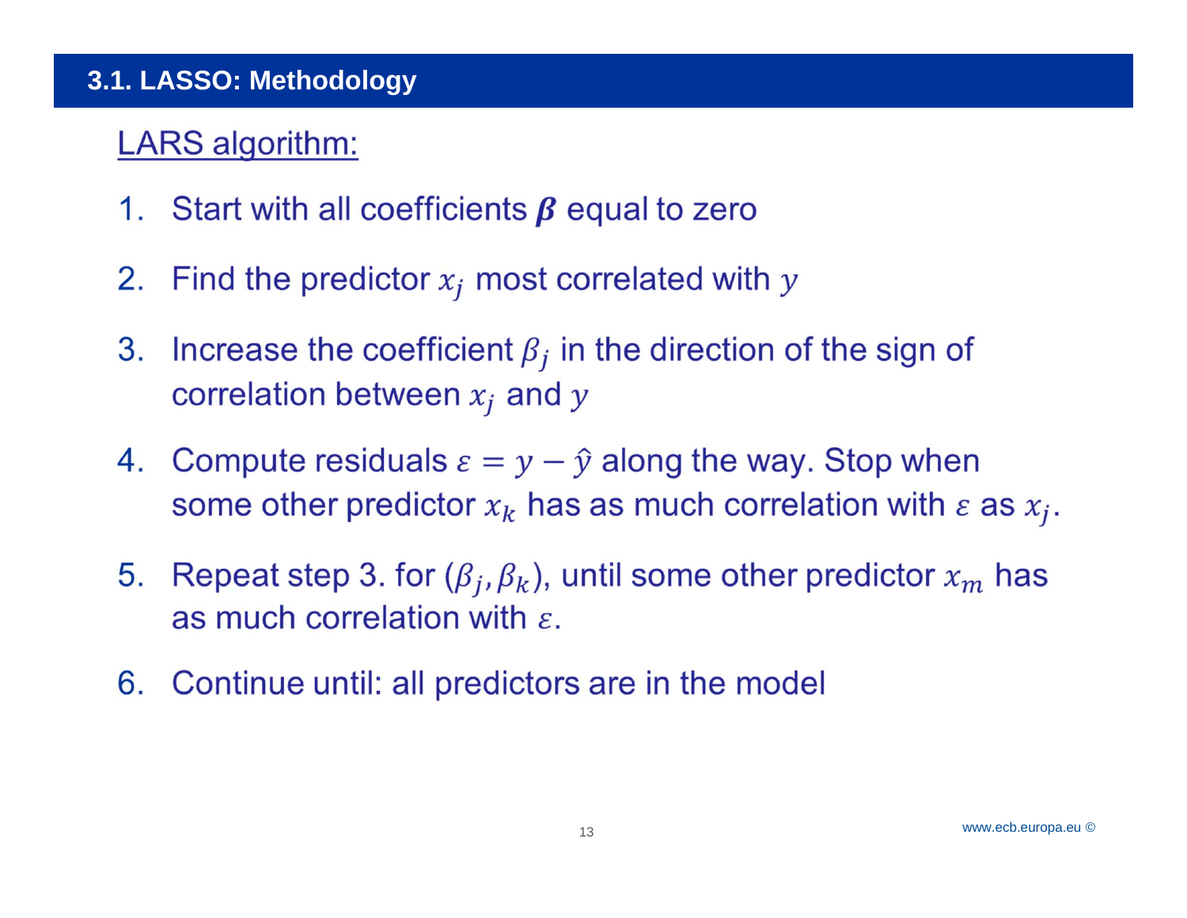## 3.1. LASSO: Methodology

### LARS algorithm:

1. Start with all coefficients $\boldsymbol{\beta}$ equal to zero
2. Find the predictor $x_j$ most correlated with $y$
3. Increase the coefficient $\beta_j$ in the direction of the sign of correlation between $x_j$ and $y$
4. Compute residuals $\varepsilon = y - \hat{y}$ along the way. Stop when some other predictor $x_k$ has as much correlation with $\varepsilon$ as $x_j$.
5. Repeat step 3. for $(\beta_j, \beta_k)$, until some other predictor $x_m$ has as much correlation with $\varepsilon$.
6. Continue until: all predictors are in the model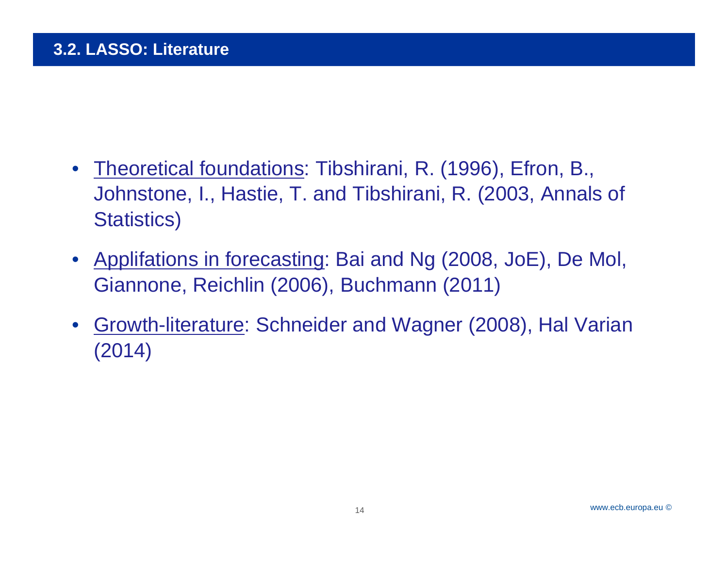## 3.2. LASSO: Literature

- Theoretical foundations: Tibshirani, R. (1996), Efron, B., Johnstone, I., Hastie, T. and Tibshirani, R. (2003, Annals of Statistics)
- Applifations in forecasting: Bai and Ng (2008, JoE), De Mol, Giannone, Reichlin (2006), Buchmann (2011)
- Growth-literature: Schneider and Wagner (2008), Hal Varian (2014)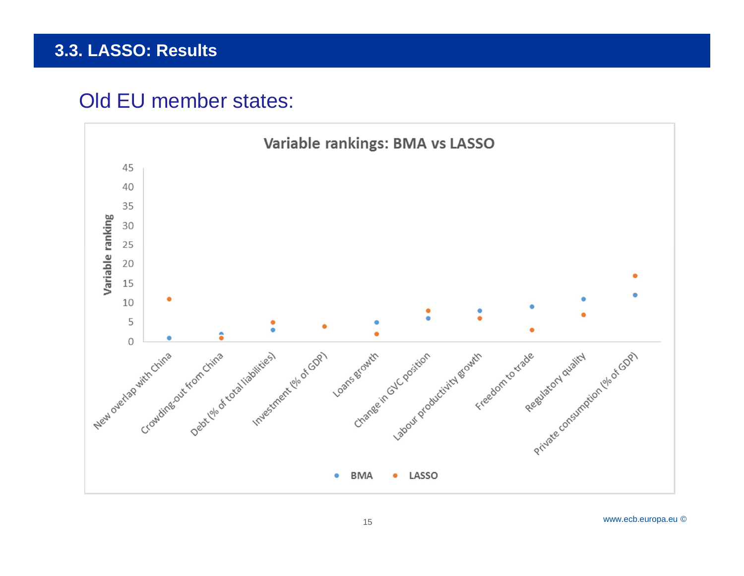## 3.3. LASSO: Results

### Old EU member states:

**Variable rankings: BMA vs LASSO**

| Variable | BMA | LASSO |
|---|---|---|
| New overlap with China | 1 | 11 |
| Crowding-out from China | 2 | 1 |
| Debt (% of total liabilities) | 3 | 5 |
| Investment (% of GDP) | | 4 |
| Loans growth | 5 | 2 |
| Change in GVC position | 6 | 8 |
| Labour productivity growth | 8 | 6 |
| Freedom to trade | 9 | 3 |
| Regulatory quality | 11 | 7 |
| Private consumption (% of GDP) | 12 | 17 |

www.ecb.europa.eu ©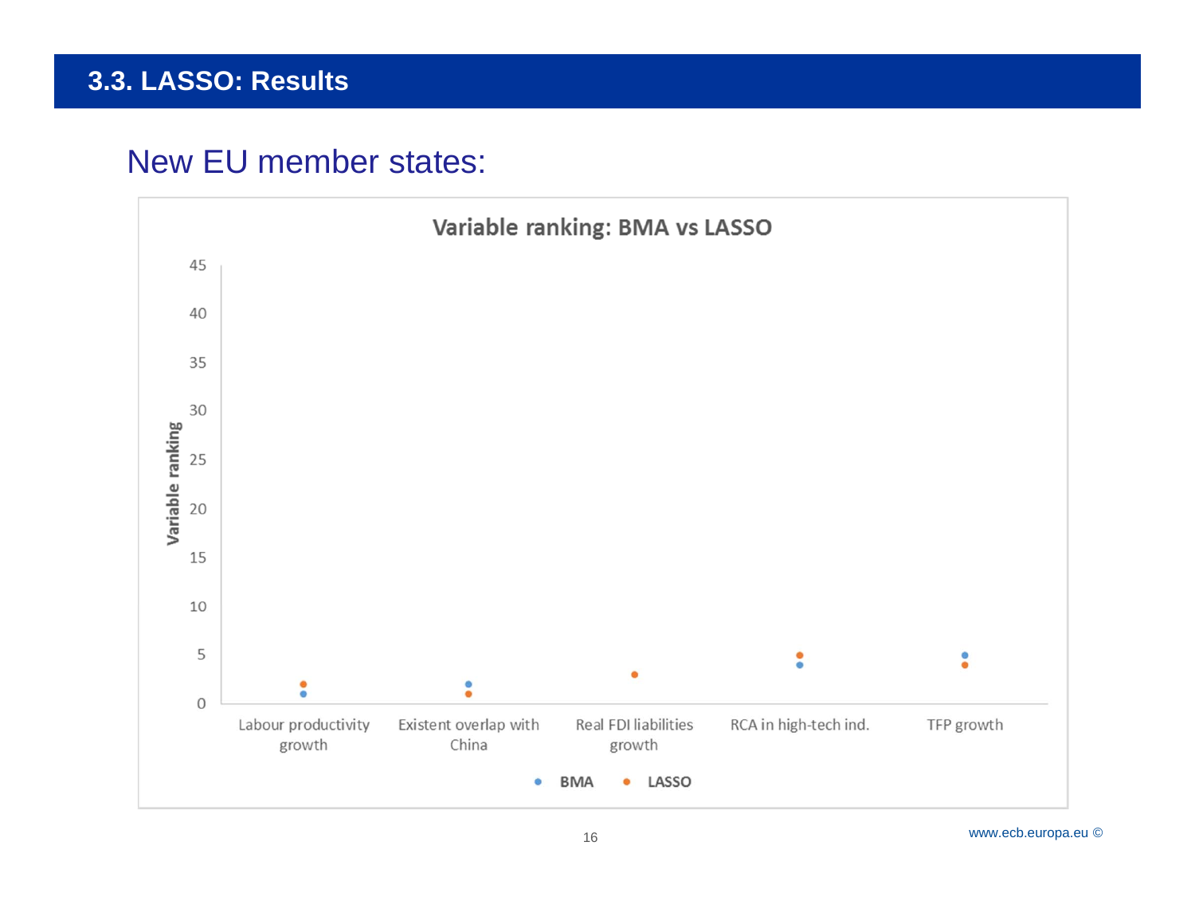## 3.3. LASSO: Results

### New EU member states:

**Variable ranking: BMA vs LASSO**

| Variable | BMA | LASSO |
|---|---|---|
| Labour productivity growth | 1 | 2 |
| Existent overlap with China | 2 | 1 |
| Real FDI liabilities growth | 3 | 3 |
| RCA in high-tech ind. | 4 | 5 |
| TFP growth | 5 | 4 |

Variable ranking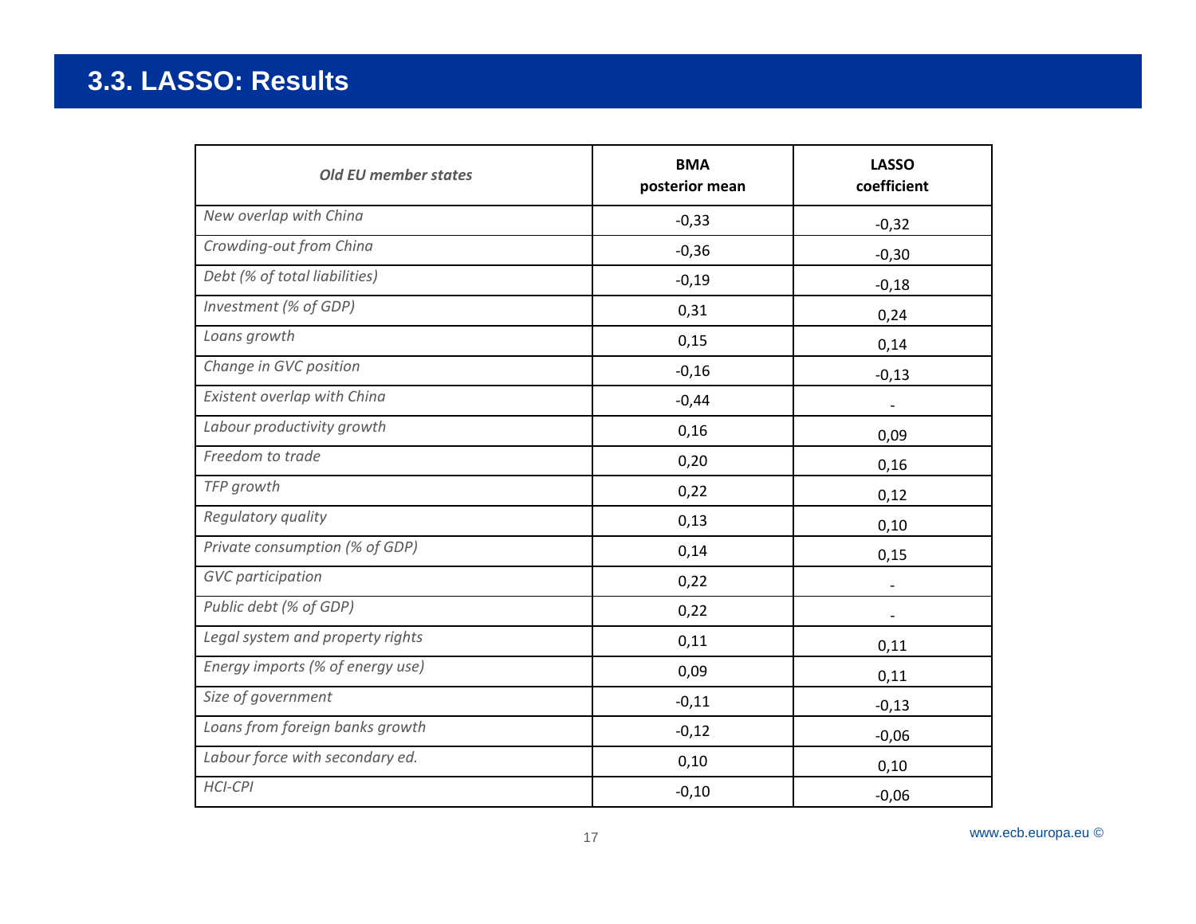## 3.3. LASSO: Results

| *Old EU member states* | **BMA posterior mean** | **LASSO coefficient** |
|---|---|---|
| *New overlap with China* | -0,33 | -0,32 |
| *Crowding-out from China* | -0,36 | -0,30 |
| *Debt (% of total liabilities)* | -0,19 | -0,18 |
| *Investment (% of GDP)* | 0,31 | 0,24 |
| *Loans growth* | 0,15 | 0,14 |
| *Change in GVC position* | -0,16 | -0,13 |
| *Existent overlap with China* | -0,44 | - |
| *Labour productivity growth* | 0,16 | 0,09 |
| *Freedom to trade* | 0,20 | 0,16 |
| *TFP growth* | 0,22 | 0,12 |
| *Regulatory quality* | 0,13 | 0,10 |
| *Private consumption (% of GDP)* | 0,14 | 0,15 |
| *GVC participation* | 0,22 | - |
| *Public debt (% of GDP)* | 0,22 | - |
| *Legal system and property rights* | 0,11 | 0,11 |
| *Energy imports (% of energy use)* | 0,09 | 0,11 |
| *Size of government* | -0,11 | -0,13 |
| *Loans from foreign banks growth* | -0,12 | -0,06 |
| *Labour force with secondary ed.* | 0,10 | 0,10 |
| *HCI-CPI* | -0,10 | -0,06 |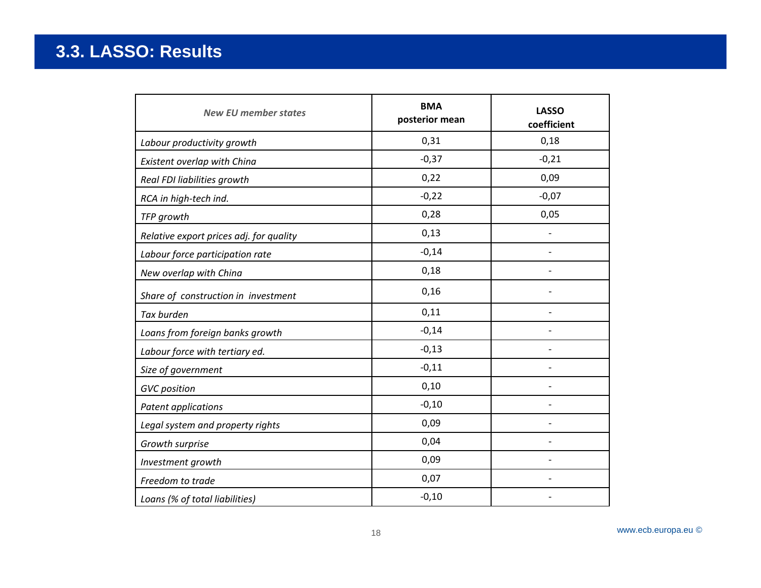# 3.3. LASSO: Results

| *New EU member states* | **BMA posterior mean** | **LASSO coefficient** |
|---|---|---|
| *Labour productivity growth* | 0,31 | 0,18 |
| *Existent overlap with China* | -0,37 | -0,21 |
| *Real FDI liabilities growth* | 0,22 | 0,09 |
| *RCA in high-tech ind.* | -0,22 | -0,07 |
| *TFP growth* | 0,28 | 0,05 |
| *Relative export prices adj. for quality* | 0,13 | - |
| *Labour force participation rate* | -0,14 | - |
| *New overlap with China* | 0,18 | - |
| *Share of construction in investment* | 0,16 | - |
| *Tax burden* | 0,11 | - |
| *Loans from foreign banks growth* | -0,14 | - |
| *Labour force with tertiary ed.* | -0,13 | - |
| *Size of government* | -0,11 | - |
| *GVC position* | 0,10 | - |
| *Patent applications* | -0,10 | - |
| *Legal system and property rights* | 0,09 | - |
| *Growth surprise* | 0,04 | - |
| *Investment growth* | 0,09 | - |
| *Freedom to trade* | 0,07 | - |
| *Loans (% of total liabilities)* | -0,10 | - |

www.ecb.europa.eu ©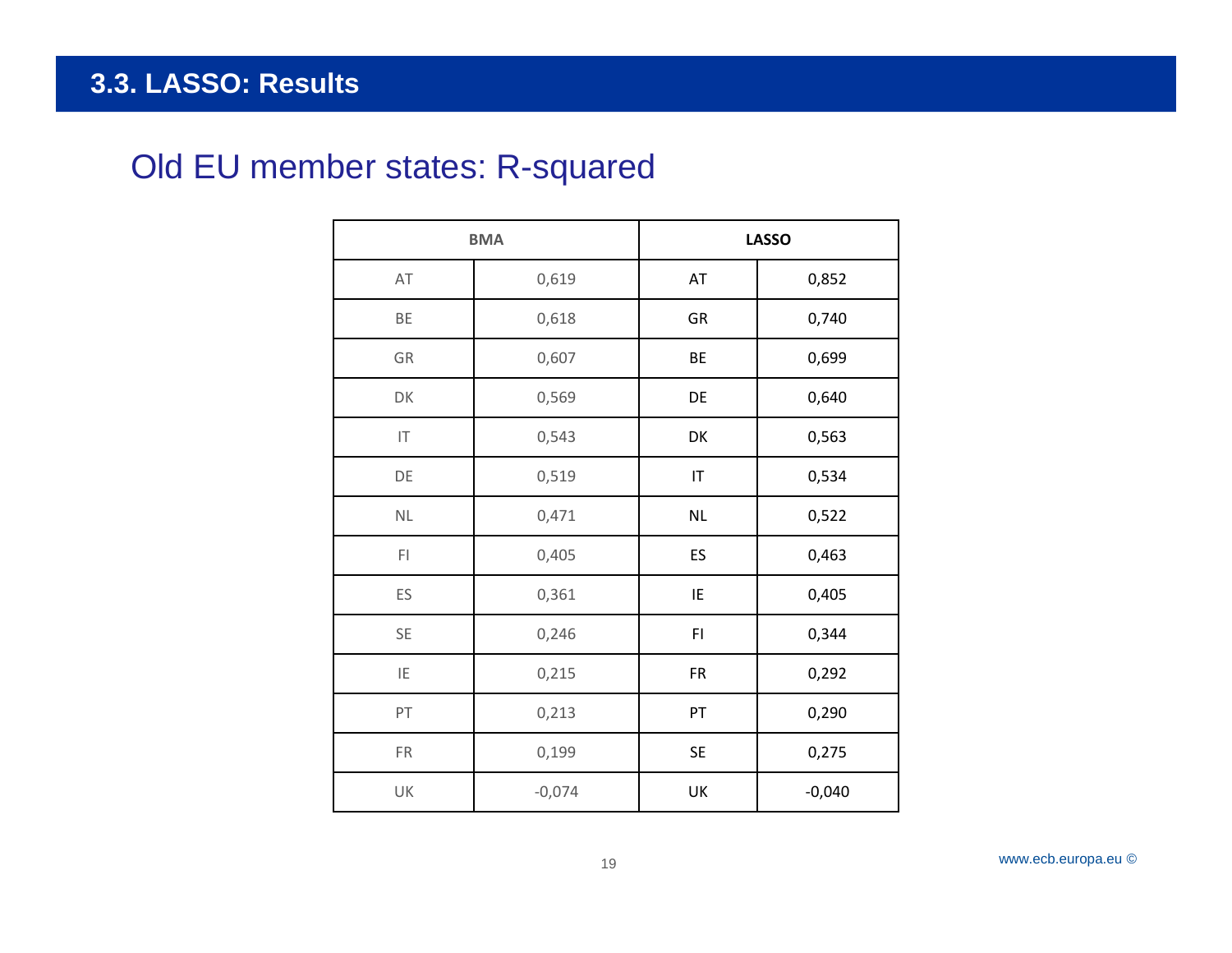# 3.3. LASSO: Results

## Old EU member states: R-squared

| BMA | | LASSO | |
|---|---|---|---|
| AT | 0,619 | AT | 0,852 |
| BE | 0,618 | GR | 0,740 |
| GR | 0,607 | BE | 0,699 |
| DK | 0,569 | DE | 0,640 |
| IT | 0,543 | DK | 0,563 |
| DE | 0,519 | IT | 0,534 |
| NL | 0,471 | NL | 0,522 |
| FI | 0,405 | ES | 0,463 |
| ES | 0,361 | IE | 0,405 |
| SE | 0,246 | FI | 0,344 |
| IE | 0,215 | FR | 0,292 |
| PT | 0,213 | PT | 0,290 |
| FR | 0,199 | SE | 0,275 |
| UK | -0,074 | UK | -0,040 |

www.ecb.europa.eu ©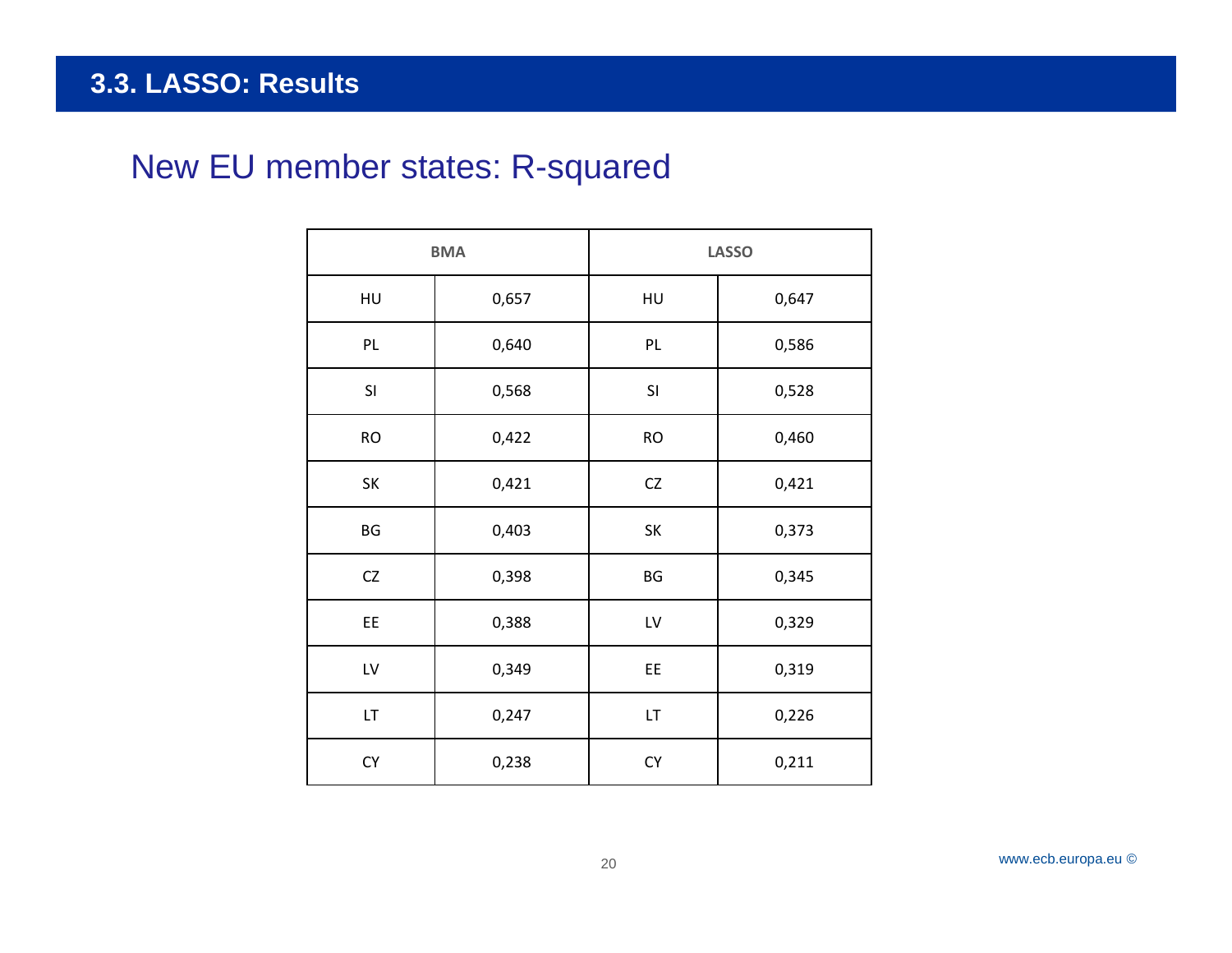## 3.3. LASSO: Results

### New EU member states: R-squared

| BMA | | LASSO | |
|---|---|---|---|
| HU | 0,657 | HU | 0,647 |
| PL | 0,640 | PL | 0,586 |
| SI | 0,568 | SI | 0,528 |
| RO | 0,422 | RO | 0,460 |
| SK | 0,421 | CZ | 0,421 |
| BG | 0,403 | SK | 0,373 |
| CZ | 0,398 | BG | 0,345 |
| EE | 0,388 | LV | 0,329 |
| LV | 0,349 | EE | 0,319 |
| LT | 0,247 | LT | 0,226 |
| CY | 0,238 | CY | 0,211 |

www.ecb.europa.eu ©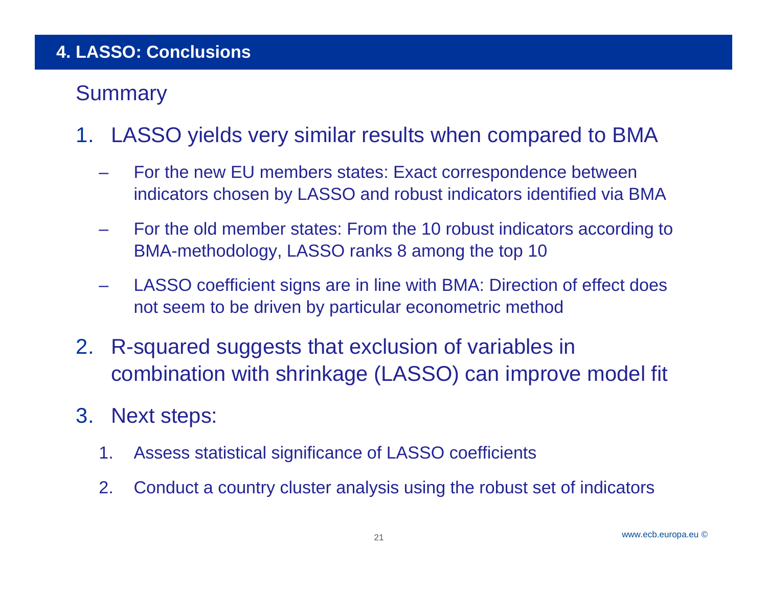# 4. LASSO: Conclusions

## Summary

1. LASSO yields very similar results when compared to BMA
   - For the new EU members states: Exact correspondence between indicators chosen by LASSO and robust indicators identified via BMA
   - For the old member states: From the 10 robust indicators according to BMA-methodology, LASSO ranks 8 among the top 10
   - LASSO coefficient signs are in line with BMA: Direction of effect does not seem to be driven by particular econometric method
2. R-squared suggests that exclusion of variables in combination with shrinkage (LASSO) can improve model fit
3. Next steps:
   1. Assess statistical significance of LASSO coefficients
   2. Conduct a country cluster analysis using the robust set of indicators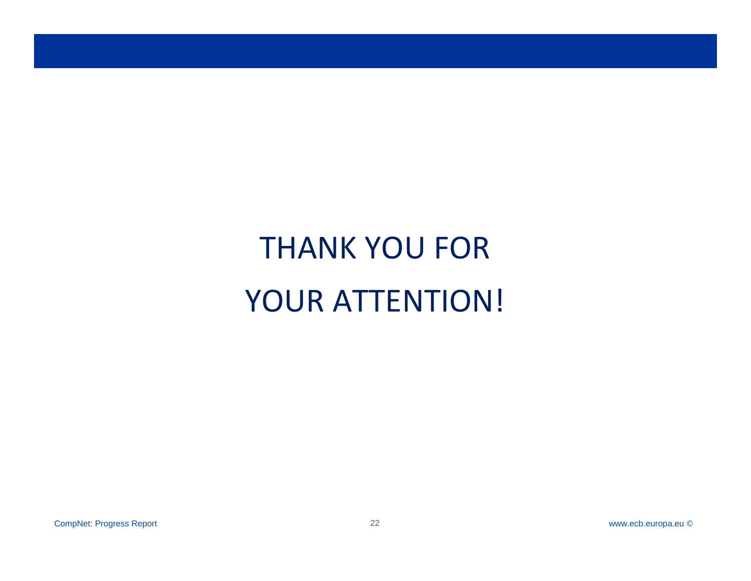THANK YOU FOR

YOUR ATTENTION!